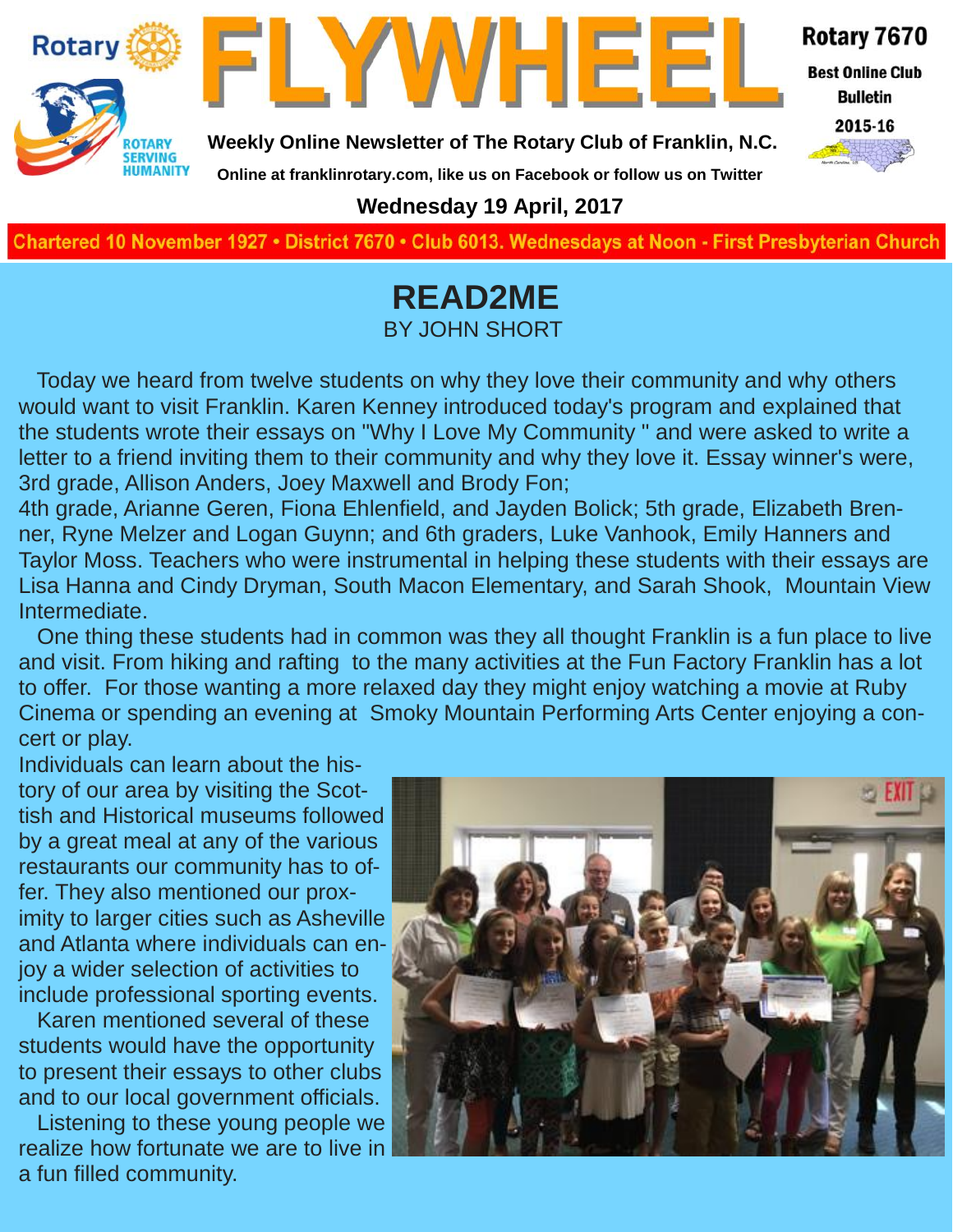# FLYWHEEL

**Weekly Online Newsletter of The Rotary Club of Franklin, N.C.**

Online at franklinrotary.com, like us on Facebook or follow us on Twitter

**Rotary 7670**
**Best Online Club Bulletin**
**2015-16**

**Wednesday 19 April, 2017**

Chartered 10 November 1927 • District 7670 • Club 6013. Wednesdays at Noon - First Presbyterian Church

## READ2ME

BY JOHN SHORT

Today we heard from twelve students on why they love their community and why others would want to visit Franklin. Karen Kenney introduced today's program and explained that the students wrote their essays on "Why I Love My Community " and were asked to write a letter to a friend inviting them to their community and why they love it. Essay winner's were, 3rd grade, Allison Anders, Joey Maxwell and Brody Fon;
4th grade, Arianne Geren, Fiona Ehlenfield, and Jayden Bolick; 5th grade, Elizabeth Brenner, Ryne Melzer and Logan Guynn; and 6th graders, Luke Vanhook, Emily Hanners and Taylor Moss. Teachers who were instrumental in helping these students with their essays are Lisa Hanna and Cindy Dryman, South Macon Elementary, and Sarah Shook, Mountain View Intermediate.

One thing these students had in common was they all thought Franklin is a fun place to live and visit. From hiking and rafting to the many activities at the Fun Factory Franklin has a lot to offer. For those wanting a more relaxed day they might enjoy watching a movie at Ruby Cinema or spending an evening at Smoky Mountain Performing Arts Center enjoying a concert or play.
Individuals can learn about the history of our area by visiting the Scottish and Historical museums followed by a great meal at any of the various restaurants our community has to offer. They also mentioned our proximity to larger cities such as Asheville and Atlanta where individuals can enjoy a wider selection of activities to include professional sporting events.

Karen mentioned several of these students would have the opportunity to present their essays to other clubs and to our local government officials.

Listening to these young people we realize how fortunate we are to live in a fun filled community.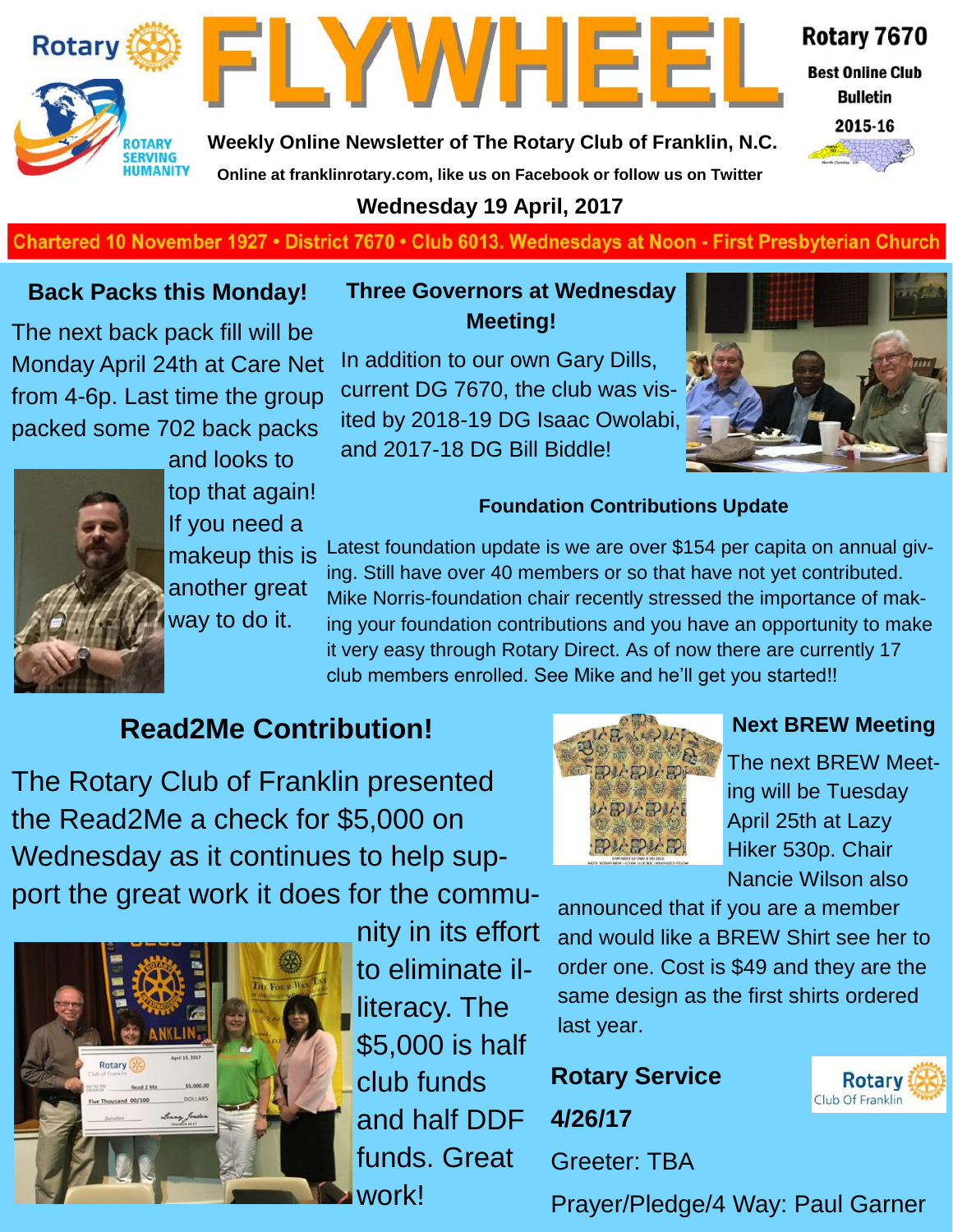# FLYWHEEL

Weekly Online Newsletter of The Rotary Club of Franklin, N.C.

Online at franklinrotary.com, like us on Facebook or follow us on Twitter

Rotary 7670 Best Online Club Bulletin 2015-16

**Wednesday 19 April, 2017**

Chartered 10 November 1927 • District 7670 • Club 6013. Wednesdays at Noon - First Presbyterian Church

## Back Packs this Monday!

The next back pack fill will be Monday April 24th at Care Net from 4-6p. Last time the group packed some 702 back packs and looks to top that again! If you need a makeup this is another great way to do it.

## Three Governors at Wednesday Meeting!

In addition to our own Gary Dills, current DG 7670, the club was visited by 2018-19 DG Isaac Owolabi, and 2017-18 DG Bill Biddle!

### Foundation Contributions Update

Latest foundation update is we are over $154 per capita on annual giving. Still have over 40 members or so that have not yet contributed. Mike Norris-foundation chair recently stressed the importance of making your foundation contributions and you have an opportunity to make it very easy through Rotary Direct. As of now there are currently 17 club members enrolled. See Mike and he'll get you started!!

## Read2Me Contribution!

The Rotary Club of Franklin presented the Read2Me a check for $5,000 on Wednesday as it continues to help support the great work it does for the community in its effort to eliminate illiteracy. The $5,000 is half club funds and half DDF funds. Great work!

## Next BREW Meeting

The next BREW Meeting will be Tuesday April 25th at Lazy Hiker 530p. Chair Nancie Wilson also announced that if you are a member and would like a BREW Shirt see her to order one. Cost is $49 and they are the same design as the first shirts ordered last year.

## Rotary Service

**4/26/17**

Greeter: TBA

Prayer/Pledge/4 Way: Paul Garner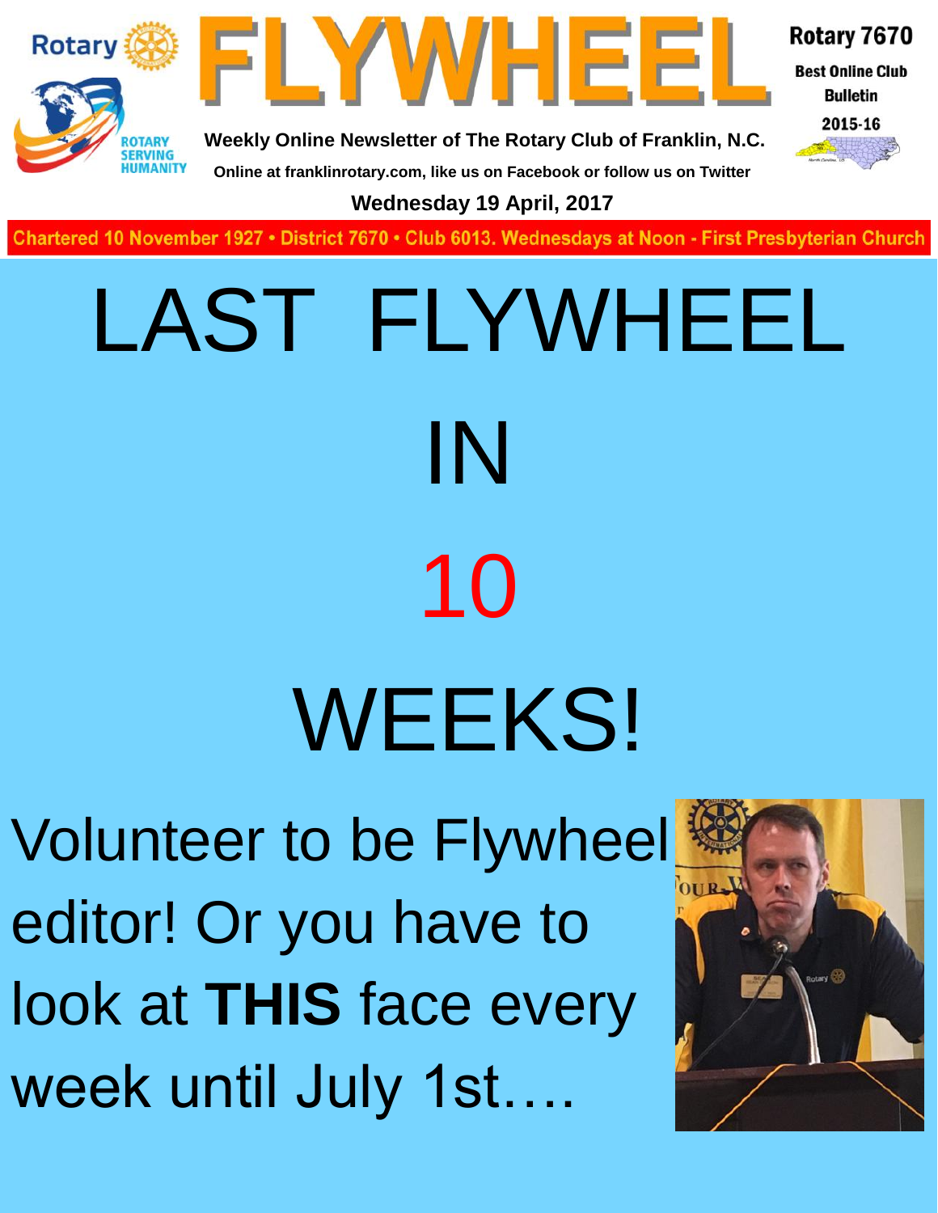# FLYWHEEL

**Rotary 7670**

**Best Online Club Bulletin**

**2015-16**

**Weekly Online Newsletter of The Rotary Club of Franklin, N.C.**

**Online at franklinrotary.com, like us on Facebook or follow us on Twitter**

**Wednesday 19 April, 2017**

Chartered 10 November 1927 • District 7670 • Club 6013. Wednesdays at Noon - First Presbyterian Church

# LAST FLYWHEEL

# IN

# 10

# WEEKS!

Volunteer to be Flywheel editor! Or you have to look at **THIS** face every week until July 1st….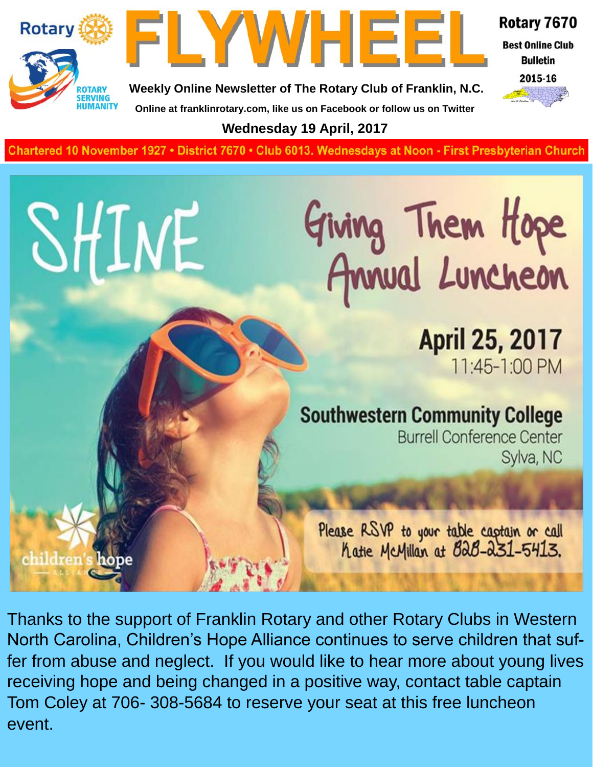Rotary

# FLYWHEEL

**Weekly Online Newsletter of The Rotary Club of Franklin, N.C.**

**Online at franklinrotary.com, like us on Facebook or follow us on Twitter**

**Rotary 7670**

**Best Online Club Bulletin**

**2015-16**

ROTARY SERVING HUMANITY

**Wednesday 19 April, 2017**

**Chartered 10 November 1927 • District 7670 • Club 6013. Wednesdays at Noon - First Presbyterian Church**

# SHINE

## Giving Them Hope Annual Luncheon

**April 25, 2017**

11:45-1:00 PM

**Southwestern Community College**

Burrell Conference Center

Sylva, NC

Please RSVP to your table captain or call Katie McMillan at 828-231-5413.

children's hope ALLIANCE

Thanks to the support of Franklin Rotary and other Rotary Clubs in Western North Carolina, Children's Hope Alliance continues to serve children that suffer from abuse and neglect. If you would like to hear more about young lives receiving hope and being changed in a positive way, contact table captain Tom Coley at 706- 308-5684 to reserve your seat at this free luncheon event.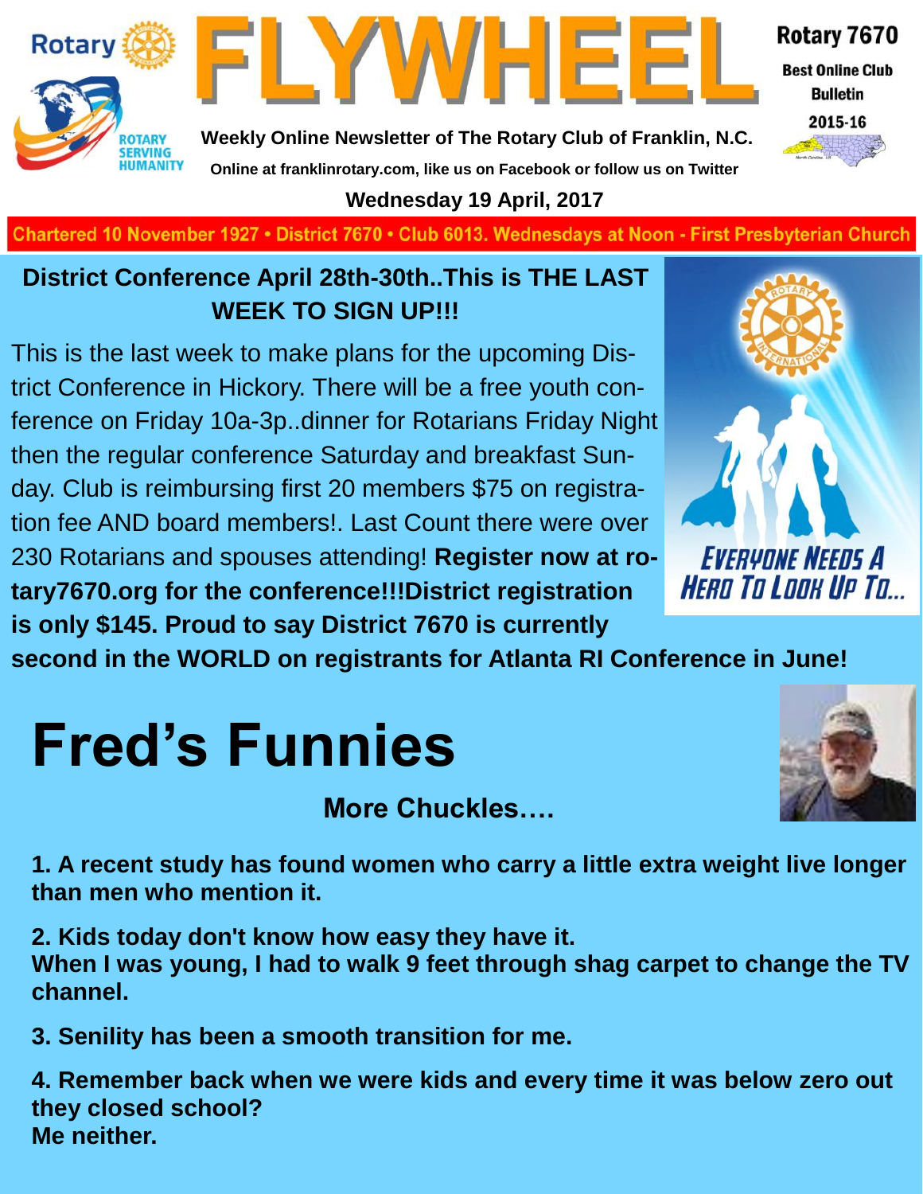# FLYWHEEL

Rotary 7670
Best Online Club Bulletin
2015-16

**Weekly Online Newsletter of The Rotary Club of Franklin, N.C.**

**Online at franklinrotary.com, like us on Facebook or follow us on Twitter**

**Wednesday 19 April, 2017**

Chartered 10 November 1927 • District 7670 • Club 6013. Wednesdays at Noon - First Presbyterian Church

## District Conference April 28th-30th..This is THE LAST WEEK TO SIGN UP!!!

This is the last week to make plans for the upcoming District Conference in Hickory. There will be a free youth conference on Friday 10a-3p..dinner for Rotarians Friday Night then the regular conference Saturday and breakfast Sunday. Club is reimbursing first 20 members $75 on registration fee AND board members!. Last Count there were over 230 Rotarians and spouses attending! **Register now at rotary7670.org for the conference!!!District registration is only $145. Proud to say District 7670 is currently second in the WORLD on registrants for Atlanta RI Conference in June!**

EVERYONE NEEDS A HERO TO LOOK UP TO...

# Fred's Funnies

### More Chuckles….

**1. A recent study has found women who carry a little extra weight live longer than men who mention it.**

**2. Kids today don't know how easy they have it.**
**When I was young, I had to walk 9 feet through shag carpet to change the TV channel.**

**3. Senility has been a smooth transition for me.**

**4. Remember back when we were kids and every time it was below zero out they closed school?**
**Me neither.**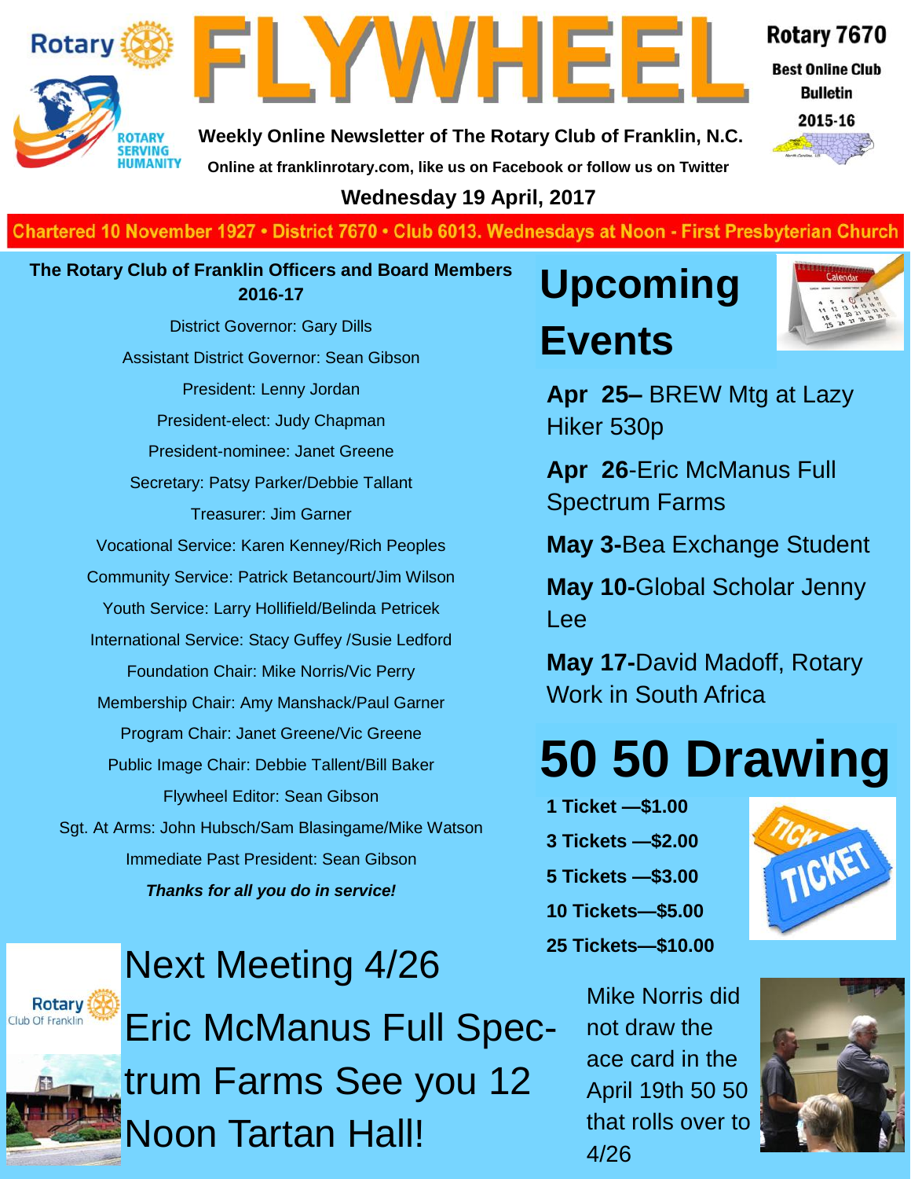Rotary

# FLYWHEEL

ROTARY SERVING HUMANITY

**Weekly Online Newsletter of The Rotary Club of Franklin, N.C.**

**Online at franklinrotary.com, like us on Facebook or follow us on Twitter**

**Wednesday 19 April, 2017**

**Rotary 7670**

**Best Online Club Bulletin**

**2015-16**

**Chartered 10 November 1927 • District 7670 • Club 6013. Wednesdays at Noon - First Presbyterian Church**

**The Rotary Club of Franklin Officers and Board Members 2016-17**

District Governor: Gary Dills

Assistant District Governor: Sean Gibson

President: Lenny Jordan

President-elect: Judy Chapman

President-nominee: Janet Greene

Secretary: Patsy Parker/Debbie Tallant

Treasurer: Jim Garner

Vocational Service: Karen Kenney/Rich Peoples

Community Service: Patrick Betancourt/Jim Wilson

Youth Service: Larry Hollifield/Belinda Petricek

International Service: Stacy Guffey /Susie Ledford

Foundation Chair: Mike Norris/Vic Perry

Membership Chair: Amy Manshack/Paul Garner

Program Chair: Janet Greene/Vic Greene

Public Image Chair: Debbie Tallent/Bill Baker

Flywheel Editor: Sean Gibson

Sgt. At Arms: John Hubsch/Sam Blasingame/Mike Watson

Immediate Past President: Sean Gibson

***Thanks for all you do in service!***

## Next Meeting 4/26

Eric McManus Full Spectrum Farms See you 12 Noon Tartan Hall!

# Upcoming Events

**Apr 25–** BREW Mtg at Lazy Hiker 530p

**Apr 26**-Eric McManus Full Spectrum Farms

**May 3-**Bea Exchange Student

**May 10-**Global Scholar Jenny Lee

**May 17-**David Madoff, Rotary Work in South Africa

# 50 50 Drawing

**1 Ticket —$1.00**

**3 Tickets —$2.00**

**5 Tickets —$3.00**

**10 Tickets—$5.00**

**25 Tickets—$10.00**

Mike Norris did not draw the ace card in the April 19th 50 50 that rolls over to 4/26